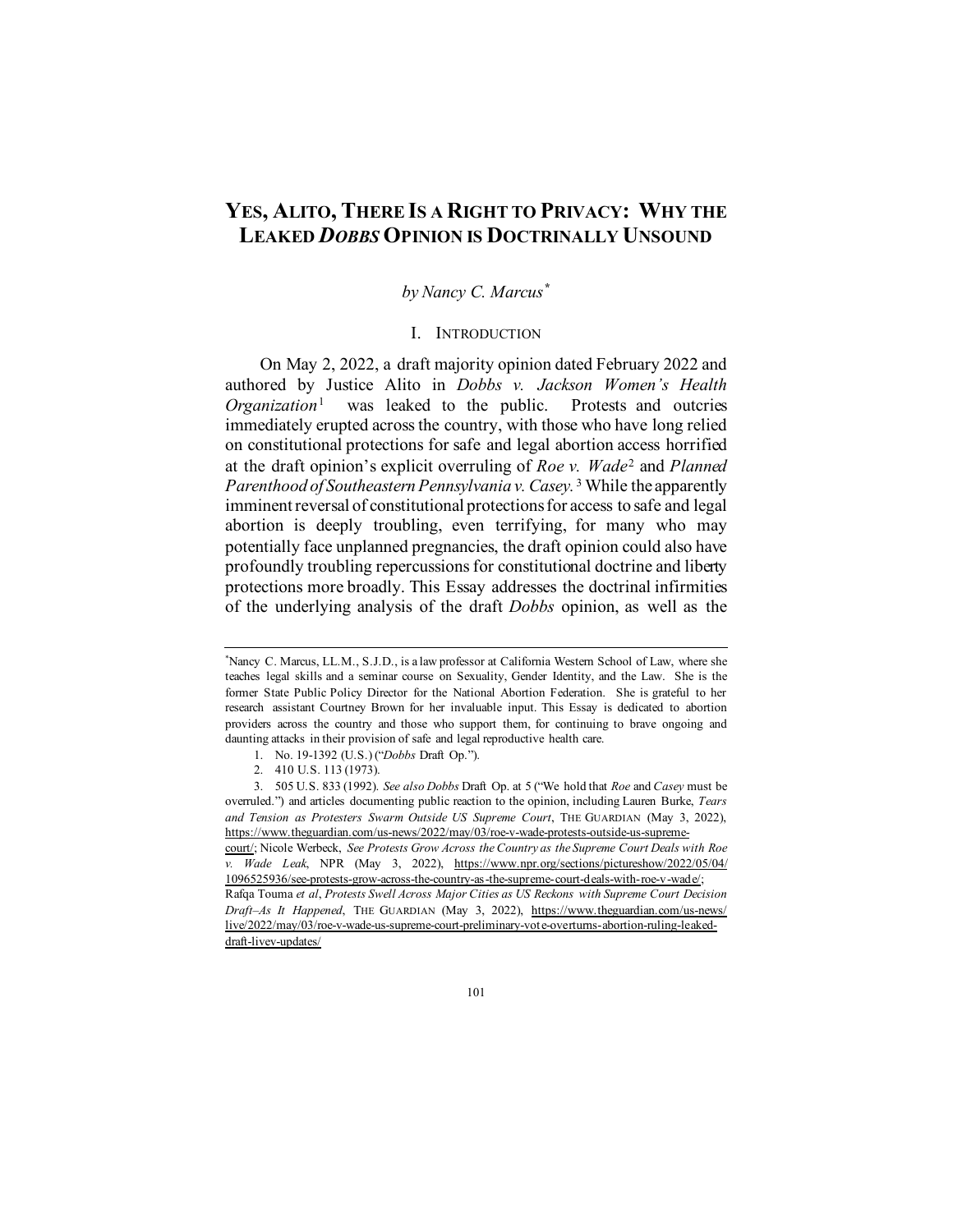# YES, ALITO, THERE IS A RIGHT TO PRIVACY: WHY THE LEAKED *DOBBS* OPINION IS DOCTRINALLY UNSOUND

*by Nancy C. Marcus*[*]

## I. INTRODUCTION

On May 2, 2022, a draft majority opinion dated February 2022 and authored by Justice Alito in *Dobbs v. Jackson Women's Health Organization*[1] was leaked to the public. Protests and outcries immediately erupted across the country, with those who have long relied on constitutional protections for safe and legal abortion access horrified at the draft opinion's explicit overruling of *Roe v. Wade*[2] and *Planned Parenthood of Southeastern Pennsylvania v. Casey.*[3] While the apparently imminent reversal of constitutional protections for access to safe and legal abortion is deeply troubling, even terrifying, for many who may potentially face unplanned pregnancies, the draft opinion could also have profoundly troubling repercussions for constitutional doctrine and liberty protections more broadly. This Essay addresses the doctrinal infirmities of the underlying analysis of the draft *Dobbs* opinion, as well as the

---

[*] Nancy C. Marcus, LL.M., S.J.D., is a law professor at California Western School of Law, where she teaches legal skills and a seminar course on Sexuality, Gender Identity, and the Law. She is the former State Public Policy Director for the National Abortion Federation. She is grateful to her research assistant Courtney Brown for her invaluable input. This Essay is dedicated to abortion providers across the country and those who support them, for continuing to brave ongoing and daunting attacks in their provision of safe and legal reproductive health care.

1. No. 19-1392 (U.S.) ("*Dobbs* Draft Op.").

2. 410 U.S. 113 (1973).

3. 505 U.S. 833 (1992). *See also Dobbs* Draft Op. at 5 ("We hold that *Roe* and *Casey* must be overruled.") and articles documenting public reaction to the opinion, including Lauren Burke, *Tears and Tension as Protesters Swarm Outside US Supreme Court*, THE GUARDIAN (May 3, 2022), https://www.theguardian.com/us-news/2022/may/03/roe-v-wade-protests-outside-us-supreme-court/; Nicole Werbeck, *See Protests Grow Across the Country as the Supreme Court Deals with Roe v. Wade Leak*, NPR (May 3, 2022), https://www.npr.org/sections/pictureshow/2022/05/04/1096525936/see-protests-grow-across-the-country-as-the-supreme-court-deals-with-roe-v-wade/; Rafqa Touma *et al*, *Protests Swell Across Major Cities as US Reckons with Supreme Court Decision Draft–As It Happened*, THE GUARDIAN (May 3, 2022), https://www.theguardian.com/us-news/live/2022/may/03/roe-v-wade-us-supreme-court-preliminary-vote-overturns-abortion-ruling-leaked-draft-livev-updates/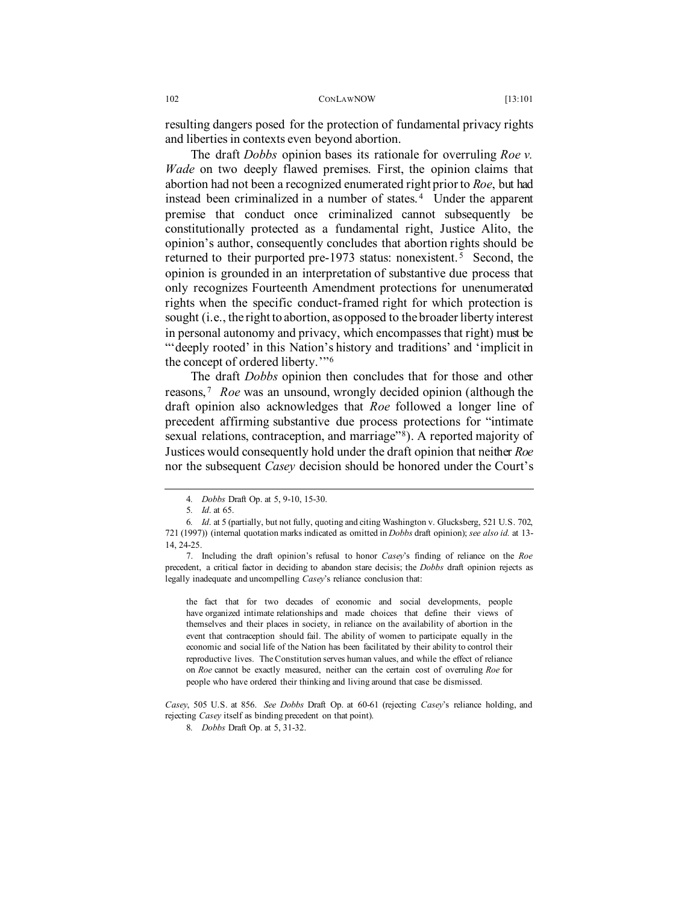resulting dangers posed for the protection of fundamental privacy rights and liberties in contexts even beyond abortion.

The draft *Dobbs* opinion bases its rationale for overruling *Roe v. Wade* on two deeply flawed premises. First, the opinion claims that abortion had not been a recognized enumerated right prior to *Roe*, but had instead been criminalized in a number of states.[4] Under the apparent premise that conduct once criminalized cannot subsequently be constitutionally protected as a fundamental right, Justice Alito, the opinion's author, consequently concludes that abortion rights should be returned to their purported pre-1973 status: nonexistent.[5] Second, the opinion is grounded in an interpretation of substantive due process that only recognizes Fourteenth Amendment protections for unenumerated rights when the specific conduct-framed right for which protection is sought (i.e., the right to abortion, as opposed to the broader liberty interest in personal autonomy and privacy, which encompasses that right) must be "'deeply rooted' in this Nation's history and traditions' and 'implicit in the concept of ordered liberty.'"[6]

The draft *Dobbs* opinion then concludes that for those and other reasons,[7] *Roe* was an unsound, wrongly decided opinion (although the draft opinion also acknowledges that *Roe* followed a longer line of precedent affirming substantive due process protections for "intimate sexual relations, contraception, and marriage"[8]). A reported majority of Justices would consequently hold under the draft opinion that neither *Roe* nor the subsequent *Casey* decision should be honored under the Court's

---

4. *Dobbs* Draft Op. at 5, 9-10, 15-30.

5. *Id.* at 65.

6. *Id.* at 5 (partially, but not fully, quoting and citing Washington v. Glucksberg, 521 U.S. 702, 721 (1997)) (internal quotation marks indicated as omitted in *Dobbs* draft opinion); *see also id.* at 13-14, 24-25.

7. Including the draft opinion's refusal to honor *Casey*'s finding of reliance on the *Roe* precedent, a critical factor in deciding to abandon stare decisis; the *Dobbs* draft opinion rejects as legally inadequate and uncompelling *Casey*'s reliance conclusion that:

> the fact that for two decades of economic and social developments, people have organized intimate relationships and made choices that define their views of themselves and their places in society, in reliance on the availability of abortion in the event that contraception should fail. The ability of women to participate equally in the economic and social life of the Nation has been facilitated by their ability to control their reproductive lives. The Constitution serves human values, and while the effect of reliance on *Roe* cannot be exactly measured, neither can the certain cost of overruling *Roe* for people who have ordered their thinking and living around that case be dismissed.

*Casey*, 505 U.S. at 856. *See Dobbs* Draft Op. at 60-61 (rejecting *Casey*'s reliance holding, and rejecting *Casey* itself as binding precedent on that point).

8. *Dobbs* Draft Op. at 5, 31-32.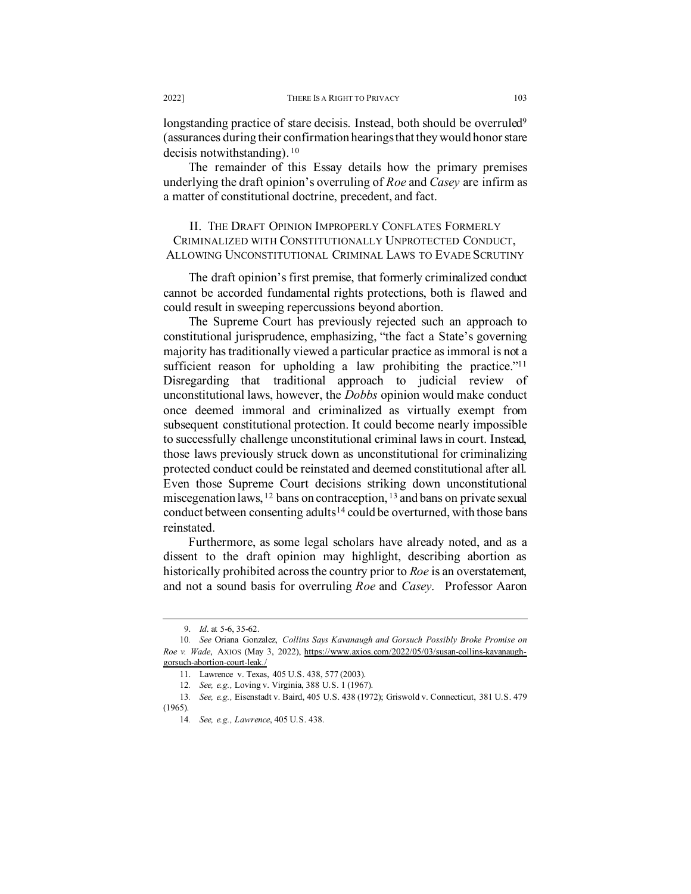longstanding practice of stare decisis. Instead, both should be overruled[9] (assurances during their confirmation hearings that they would honor stare decisis notwithstanding).[10]

The remainder of this Essay details how the primary premises underlying the draft opinion's overruling of *Roe* and *Casey* are infirm as a matter of constitutional doctrine, precedent, and fact.

## II. The Draft Opinion Improperly Conflates Formerly Criminalized with Constitutionally Unprotected Conduct, Allowing Unconstitutional Criminal Laws to Evade Scrutiny

The draft opinion's first premise, that formerly criminalized conduct cannot be accorded fundamental rights protections, both is flawed and could result in sweeping repercussions beyond abortion.

The Supreme Court has previously rejected such an approach to constitutional jurisprudence, emphasizing, "the fact a State's governing majority has traditionally viewed a particular practice as immoral is not a sufficient reason for upholding a law prohibiting the practice."[11] Disregarding that traditional approach to judicial review of unconstitutional laws, however, the *Dobbs* opinion would make conduct once deemed immoral and criminalized as virtually exempt from subsequent constitutional protection. It could become nearly impossible to successfully challenge unconstitutional criminal laws in court. Instead, those laws previously struck down as unconstitutional for criminalizing protected conduct could be reinstated and deemed constitutional after all. Even those Supreme Court decisions striking down unconstitutional miscegenation laws,[12] bans on contraception,[13] and bans on private sexual conduct between consenting adults[14] could be overturned, with those bans reinstated.

Furthermore, as some legal scholars have already noted, and as a dissent to the draft opinion may highlight, describing abortion as historically prohibited across the country prior to *Roe* is an overstatement, and not a sound basis for overruling *Roe* and *Casey*. Professor Aaron

---

9. *Id*. at 5-6, 35-62.

10. *See* Oriana Gonzalez, *Collins Says Kavanaugh and Gorsuch Possibly Broke Promise on Roe v. Wade*, AXIOS (May 3, 2022), https://www.axios.com/2022/05/03/susan-collins-kavanaugh-gorsuch-abortion-court-leak./

11. Lawrence v. Texas, 405 U.S. 438, 577 (2003).

12. *See, e.g.,* Loving v. Virginia, 388 U.S. 1 (1967).

13. *See, e.g.,* Eisenstadt v. Baird, 405 U.S. 438 (1972); Griswold v. Connecticut, 381 U.S. 479 (1965).

14. *See, e.g.,* *Lawrence*, 405 U.S. 438.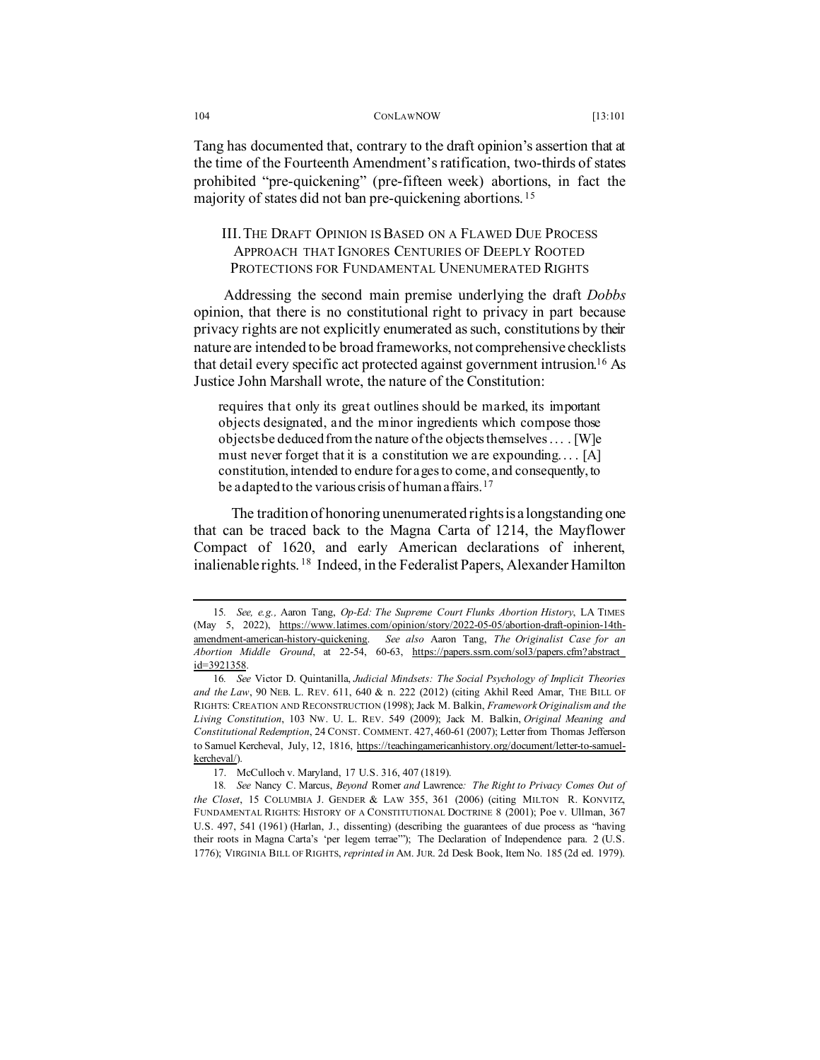Tang has documented that, contrary to the draft opinion's assertion that at the time of the Fourteenth Amendment's ratification, two-thirds of states prohibited "pre-quickening" (pre-fifteen week) abortions, in fact the majority of states did not ban pre-quickening abortions.[15]

## III. The Draft Opinion is Based on a Flawed Due Process Approach that Ignores Centuries of Deeply Rooted Protections for Fundamental Unenumerated Rights

Addressing the second main premise underlying the draft *Dobbs* opinion, that there is no constitutional right to privacy in part because privacy rights are not explicitly enumerated as such, constitutions by their nature are intended to be broad frameworks, not comprehensive checklists that detail every specific act protected against government intrusion.[16] As Justice John Marshall wrote, the nature of the Constitution:

> requires that only its great outlines should be marked, its important objects designated, and the minor ingredients which compose those objects be deduced from the nature of the objects themselves . . . . [W]e must never forget that it is a constitution we are expounding. . . . [A] constitution, intended to endure for ages to come, and consequently, to be adapted to the various crisis of human affairs.[17]

The tradition of honoring unenumerated rights is a longstanding one that can be traced back to the Magna Carta of 1214, the Mayflower Compact of 1620, and early American declarations of inherent, inalienable rights.[18] Indeed, in the Federalist Papers, Alexander Hamilton

---

15. *See, e.g.,* Aaron Tang, *Op-Ed: The Supreme Court Flunks Abortion History*, LA TIMES (May 5, 2022), https://www.latimes.com/opinion/story/2022-05-05/abortion-draft-opinion-14th-amendment-american-history-quickening. *See also* Aaron Tang, *The Originalist Case for an Abortion Middle Ground*, at 22-54, 60-63, https://papers.ssrn.com/sol3/papers.cfm?abstract_id=3921358.

16. *See* Victor D. Quintanilla, *Judicial Mindsets: The Social Psychology of Implicit Theories and the Law*, 90 NEB. L. REV. 611, 640 & n. 222 (2012) (citing Akhil Reed Amar, THE BILL OF RIGHTS: CREATION AND RECONSTRUCTION (1998); Jack M. Balkin, *Framework Originalism and the Living Constitution*, 103 NW. U. L. REV. 549 (2009); Jack M. Balkin, *Original Meaning and Constitutional Redemption*, 24 CONST. COMMENT. 427, 460-61 (2007); Letter from Thomas Jefferson to Samuel Kercheval, July, 12, 1816, https://teachingamericanhistory.org/document/letter-to-samuel-kercheval/).

17. McCulloch v. Maryland, 17 U.S. 316, 407 (1819).

18. *See* Nancy C. Marcus, *Beyond* Romer *and* Lawrence*: The Right to Privacy Comes Out of the Closet*, 15 COLUMBIA J. GENDER & LAW 355, 361 (2006) (citing MILTON R. KONVITZ, FUNDAMENTAL RIGHTS: HISTORY OF A CONSTITUTIONAL DOCTRINE 8 (2001); Poe v. Ullman, 367 U.S. 497, 541 (1961) (Harlan, J., dissenting) (describing the guarantees of due process as "having their roots in Magna Carta's 'per legem terrae'"); The Declaration of Independence para. 2 (U.S. 1776); VIRGINIA BILL OF RIGHTS, *reprinted in* AM. JUR. 2d Desk Book, Item No. 185 (2d ed. 1979).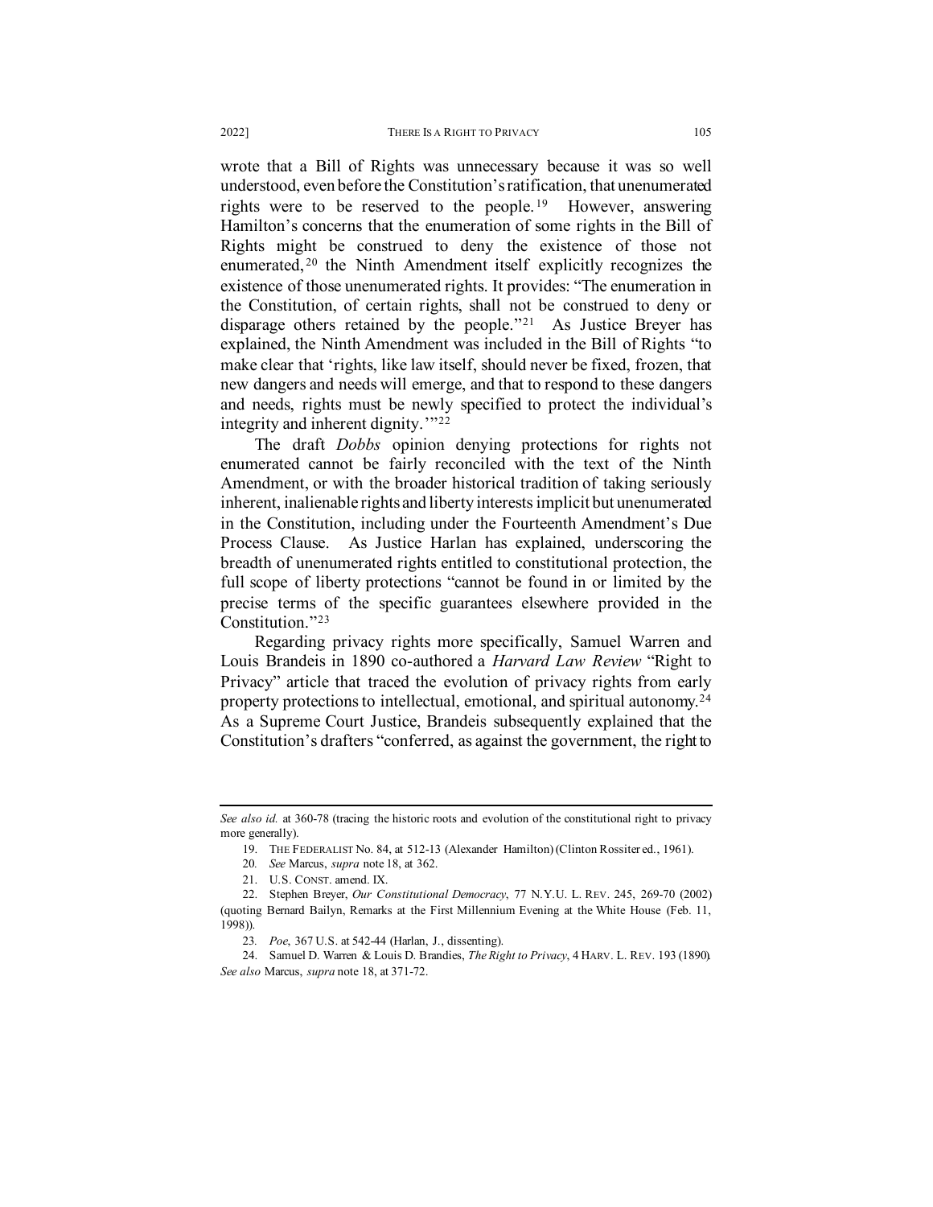wrote that a Bill of Rights was unnecessary because it was so well understood, even before the Constitution's ratification, that unenumerated rights were to be reserved to the people.[19] However, answering Hamilton's concerns that the enumeration of some rights in the Bill of Rights might be construed to deny the existence of those not enumerated,[20] the Ninth Amendment itself explicitly recognizes the existence of those unenumerated rights. It provides: "The enumeration in the Constitution, of certain rights, shall not be construed to deny or disparage others retained by the people."[21] As Justice Breyer has explained, the Ninth Amendment was included in the Bill of Rights "to make clear that 'rights, like law itself, should never be fixed, frozen, that new dangers and needs will emerge, and that to respond to these dangers and needs, rights must be newly specified to protect the individual's integrity and inherent dignity.'"[22]

The draft *Dobbs* opinion denying protections for rights not enumerated cannot be fairly reconciled with the text of the Ninth Amendment, or with the broader historical tradition of taking seriously inherent, inalienable rights and liberty interests implicit but unenumerated in the Constitution, including under the Fourteenth Amendment's Due Process Clause. As Justice Harlan has explained, underscoring the breadth of unenumerated rights entitled to constitutional protection, the full scope of liberty protections "cannot be found in or limited by the precise terms of the specific guarantees elsewhere provided in the Constitution."[23]

Regarding privacy rights more specifically, Samuel Warren and Louis Brandeis in 1890 co-authored a *Harvard Law Review* "Right to Privacy" article that traced the evolution of privacy rights from early property protections to intellectual, emotional, and spiritual autonomy.[24] As a Supreme Court Justice, Brandeis subsequently explained that the Constitution's drafters "conferred, as against the government, the right to

---

*See also id.* at 360-78 (tracing the historic roots and evolution of the constitutional right to privacy more generally).

19. THE FEDERALIST No. 84, at 512-13 (Alexander Hamilton) (Clinton Rossiter ed., 1961).

20. *See* Marcus, *supra* note 18, at 362.

21. U.S. CONST. amend. IX.

22. Stephen Breyer, *Our Constitutional Democracy*, 77 N.Y.U. L. REV. 245, 269-70 (2002) (quoting Bernard Bailyn, Remarks at the First Millennium Evening at the White House (Feb. 11, 1998)).

23. *Poe*, 367 U.S. at 542-44 (Harlan, J., dissenting).

24. Samuel D. Warren & Louis D. Brandies, *The Right to Privacy*, 4 HARV. L. REV. 193 (1890). *See also* Marcus, *supra* note 18, at 371-72.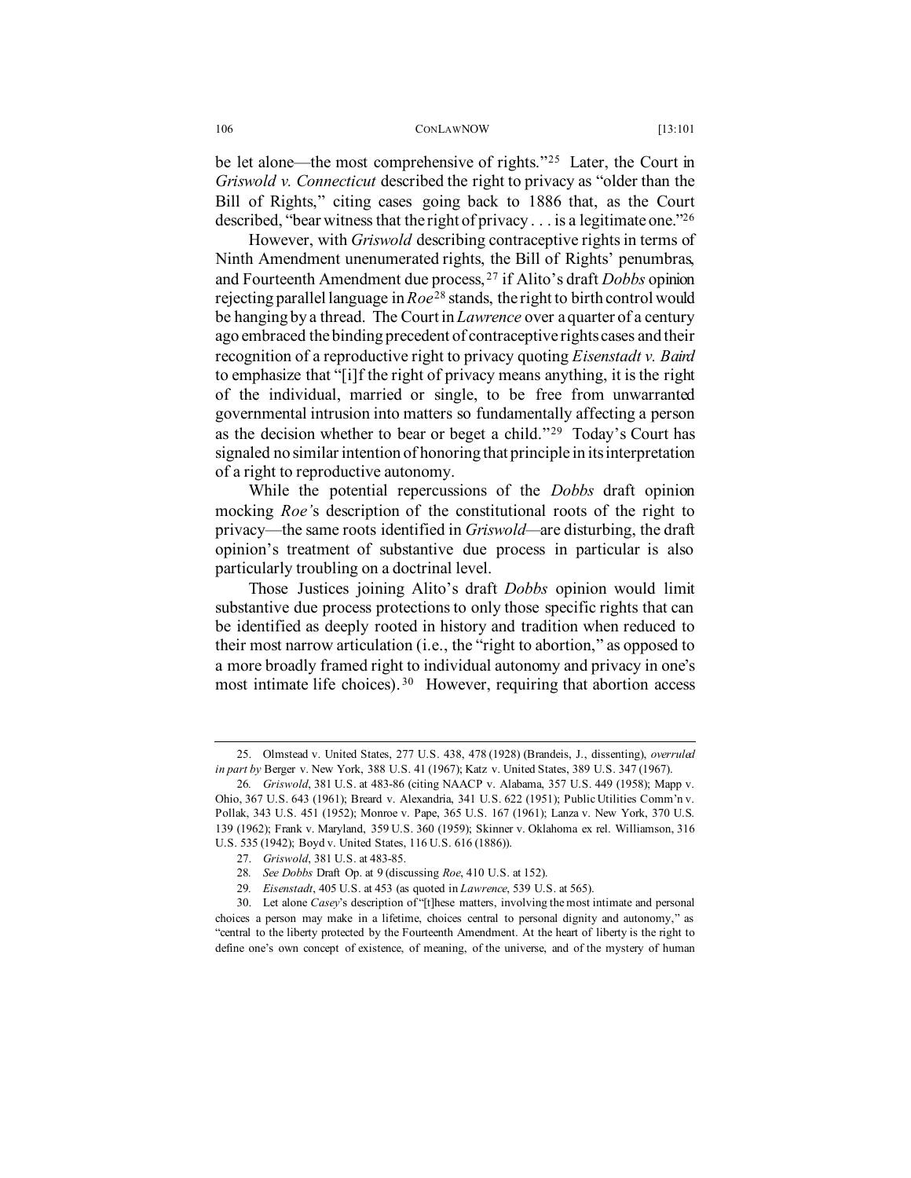be let alone—the most comprehensive of rights."[25] Later, the Court in *Griswold v. Connecticut* described the right to privacy as "older than the Bill of Rights," citing cases going back to 1886 that, as the Court described, "bear witness that the right of privacy . . . is a legitimate one."[26]

However, with *Griswold* describing contraceptive rights in terms of Ninth Amendment unenumerated rights, the Bill of Rights' penumbras, and Fourteenth Amendment due process,[27] if Alito's draft *Dobbs* opinion rejecting parallel language in *Roe*[28] stands, the right to birth control would be hanging by a thread. The Court in *Lawrence* over a quarter of a century ago embraced the binding precedent of contraceptive rights cases and their recognition of a reproductive right to privacy quoting *Eisenstadt v. Baird* to emphasize that "[i]f the right of privacy means anything, it is the right of the individual, married or single, to be free from unwarranted governmental intrusion into matters so fundamentally affecting a person as the decision whether to bear or beget a child."[29] Today's Court has signaled no similar intention of honoring that principle in its interpretation of a right to reproductive autonomy.

While the potential repercussions of the *Dobbs* draft opinion mocking *Roe'*s description of the constitutional roots of the right to privacy—the same roots identified in *Griswold*—are disturbing, the draft opinion's treatment of substantive due process in particular is also particularly troubling on a doctrinal level.

Those Justices joining Alito's draft *Dobbs* opinion would limit substantive due process protections to only those specific rights that can be identified as deeply rooted in history and tradition when reduced to their most narrow articulation (i.e., the "right to abortion," as opposed to a more broadly framed right to individual autonomy and privacy in one's most intimate life choices).[30] However, requiring that abortion access

---

25. Olmstead v. United States, 277 U.S. 438, 478 (1928) (Brandeis, J., dissenting), *overruled in part by* Berger v. New York, 388 U.S. 41 (1967); Katz v. United States, 389 U.S. 347 (1967).

26. *Griswold*, 381 U.S. at 483-86 (citing NAACP v. Alabama, 357 U.S. 449 (1958); Mapp v. Ohio, 367 U.S. 643 (1961); Breard v. Alexandria, 341 U.S. 622 (1951); Public Utilities Comm'n v. Pollak, 343 U.S. 451 (1952); Monroe v. Pape, 365 U.S. 167 (1961); Lanza v. New York, 370 U.S. 139 (1962); Frank v. Maryland, 359 U.S. 360 (1959); Skinner v. Oklahoma ex rel. Williamson, 316 U.S. 535 (1942); Boyd v. United States, 116 U.S. 616 (1886)).

27. *Griswold*, 381 U.S. at 483-85.

28. *See Dobbs* Draft Op. at 9 (discussing *Roe*, 410 U.S. at 152).

29. *Eisenstadt*, 405 U.S. at 453 (as quoted in *Lawrence*, 539 U.S. at 565).

30. Let alone *Casey*'s description of "[t]hese matters, involving the most intimate and personal choices a person may make in a lifetime, choices central to personal dignity and autonomy," as "central to the liberty protected by the Fourteenth Amendment. At the heart of liberty is the right to define one's own concept of existence, of meaning, of the universe, and of the mystery of human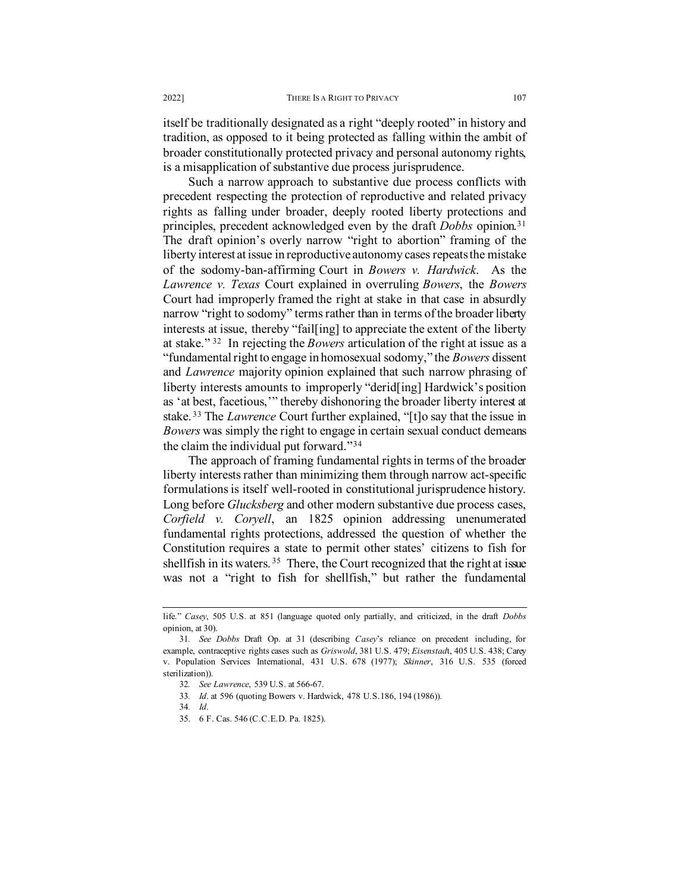itself be traditionally designated as a right "deeply rooted" in history and tradition, as opposed to it being protected as falling within the ambit of broader constitutionally protected privacy and personal autonomy rights, is a misapplication of substantive due process jurisprudence.

Such a narrow approach to substantive due process conflicts with precedent respecting the protection of reproductive and related privacy rights as falling under broader, deeply rooted liberty protections and principles, precedent acknowledged even by the draft *Dobbs* opinion.[31] The draft opinion's overly narrow "right to abortion" framing of the liberty interest at issue in reproductive autonomy cases repeats the mistake of the sodomy-ban-affirming Court in *Bowers v. Hardwick*. As the *Lawrence v. Texas* Court explained in overruling *Bowers*, the *Bowers* Court had improperly framed the right at stake in that case in absurdly narrow "right to sodomy" terms rather than in terms of the broader liberty interests at issue, thereby "fail[ing] to appreciate the extent of the liberty at stake."[32] In rejecting the *Bowers* articulation of the right at issue as a "fundamental right to engage in homosexual sodomy," the *Bowers* dissent and *Lawrence* majority opinion explained that such narrow phrasing of liberty interests amounts to improperly "derid[ing] Hardwick's position as 'at best, facetious,'" thereby dishonoring the broader liberty interest at stake.[33] The *Lawrence* Court further explained, "[t]o say that the issue in *Bowers* was simply the right to engage in certain sexual conduct demeans the claim the individual put forward."[34]

The approach of framing fundamental rights in terms of the broader liberty interests rather than minimizing them through narrow act-specific formulations is itself well-rooted in constitutional jurisprudence history. Long before *Glucksberg* and other modern substantive due process cases, *Corfield v. Coryell*, an 1825 opinion addressing unenumerated fundamental rights protections, addressed the question of whether the Constitution requires a state to permit other states' citizens to fish for shellfish in its waters.[35] There, the Court recognized that the right at issue was not a "right to fish for shellfish," but rather the fundamental

---

life." *Casey*, 505 U.S. at 851 (language quoted only partially, and criticized, in the draft *Dobbs* opinion, at 30).

31. *See Dobbs* Draft Op. at 31 (describing *Casey*'s reliance on precedent including, for example, contraceptive rights cases such as *Griswold*, 381 U.S. 479; *Eisenstadt*, 405 U.S. 438; Carey v. Population Services International, 431 U.S. 678 (1977); *Skinner*, 316 U.S. 535 (forced sterilization)).

32. *See Lawrence*, 539 U.S. at 566-67.

33. *Id*. at 596 (quoting Bowers v. Hardwick, 478 U.S.186, 194 (1986)).

34. *Id*.

35. 6 F. Cas. 546 (C.C.E.D. Pa. 1825).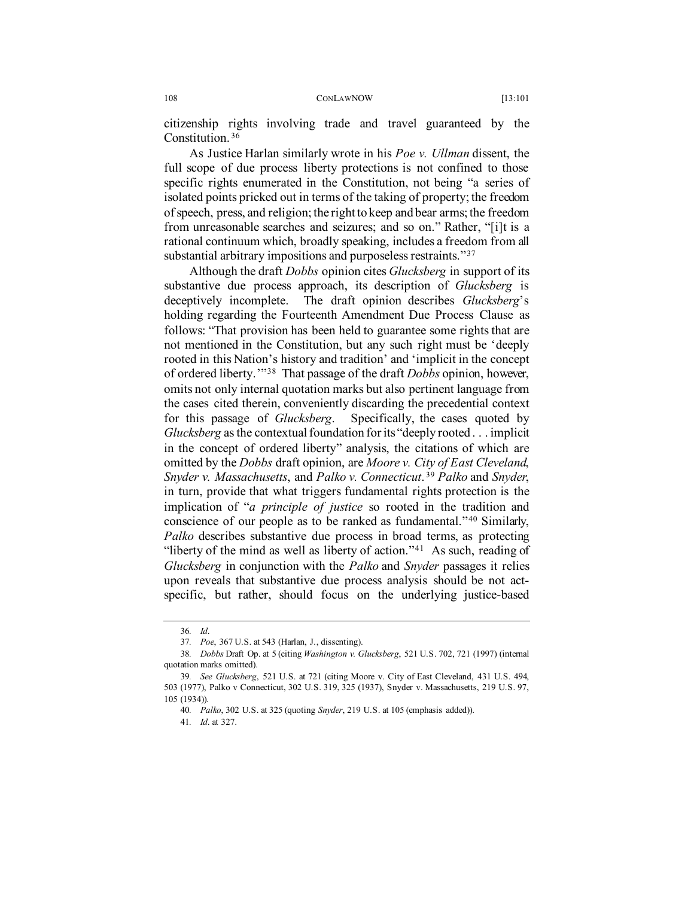citizenship rights involving trade and travel guaranteed by the Constitution.[36]

As Justice Harlan similarly wrote in his *Poe v. Ullman* dissent, the full scope of due process liberty protections is not confined to those specific rights enumerated in the Constitution, not being "a series of isolated points pricked out in terms of the taking of property; the freedom of speech, press, and religion; the right to keep and bear arms; the freedom from unreasonable searches and seizures; and so on." Rather, "[i]t is a rational continuum which, broadly speaking, includes a freedom from all substantial arbitrary impositions and purposeless restraints."[37]

Although the draft *Dobbs* opinion cites *Glucksberg* in support of its substantive due process approach, its description of *Glucksberg* is deceptively incomplete. The draft opinion describes *Glucksberg*'s holding regarding the Fourteenth Amendment Due Process Clause as follows: "That provision has been held to guarantee some rights that are not mentioned in the Constitution, but any such right must be 'deeply rooted in this Nation's history and tradition' and 'implicit in the concept of ordered liberty.'"[38] That passage of the draft *Dobbs* opinion, however, omits not only internal quotation marks but also pertinent language from the cases cited therein, conveniently discarding the precedential context for this passage of *Glucksberg*. Specifically, the cases quoted by *Glucksberg* as the contextual foundation for its "deeply rooted . . . implicit in the concept of ordered liberty" analysis, the citations of which are omitted by the *Dobbs* draft opinion, are *Moore v. City of East Cleveland*, *Snyder v. Massachusetts*, and *Palko v. Connecticut*.[39] *Palko* and *Snyder*, in turn, provide that what triggers fundamental rights protection is the implication of "*a principle of justice* so rooted in the tradition and conscience of our people as to be ranked as fundamental."[40] Similarly, *Palko* describes substantive due process in broad terms, as protecting "liberty of the mind as well as liberty of action."[41] As such, reading of *Glucksberg* in conjunction with the *Palko* and *Snyder* passages it relies upon reveals that substantive due process analysis should be not act-specific, but rather, should focus on the underlying justice-based

---

36. *Id*.

37. *Poe*, 367 U.S. at 543 (Harlan, J., dissenting).

38. *Dobbs* Draft Op. at 5 (citing *Washington v. Glucksberg*, 521 U.S. 702, 721 (1997) (internal quotation marks omitted).

39. *See Glucksberg*, 521 U.S. at 721 (citing Moore v. City of East Cleveland, 431 U.S. 494, 503 (1977), Palko v Connecticut, 302 U.S. 319, 325 (1937), Snyder v. Massachusetts, 219 U.S. 97, 105 (1934)).

40. *Palko*, 302 U.S. at 325 (quoting *Snyder*, 219 U.S. at 105 (emphasis added)).

41. *Id*. at 327.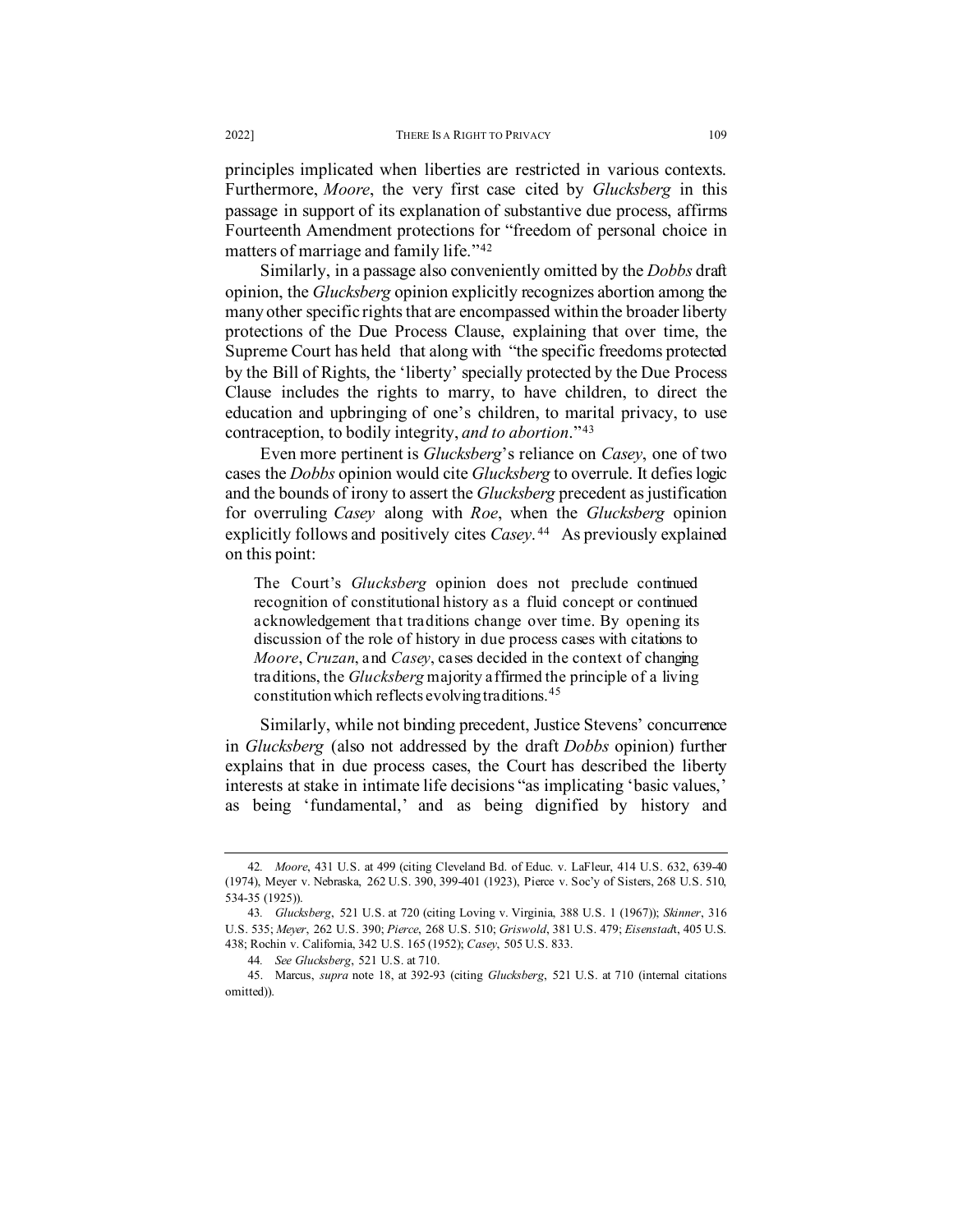principles implicated when liberties are restricted in various contexts. Furthermore, *Moore*, the very first case cited by *Glucksberg* in this passage in support of its explanation of substantive due process, affirms Fourteenth Amendment protections for "freedom of personal choice in matters of marriage and family life."[42]

Similarly, in a passage also conveniently omitted by the *Dobbs* draft opinion, the *Glucksberg* opinion explicitly recognizes abortion among the many other specific rights that are encompassed within the broader liberty protections of the Due Process Clause, explaining that over time, the Supreme Court has held that along with "the specific freedoms protected by the Bill of Rights, the 'liberty' specially protected by the Due Process Clause includes the rights to marry, to have children, to direct the education and upbringing of one's children, to marital privacy, to use contraception, to bodily integrity, *and to abortion*."[43]

Even more pertinent is *Glucksberg*'s reliance on *Casey*, one of two cases the *Dobbs* opinion would cite *Glucksberg* to overrule. It defies logic and the bounds of irony to assert the *Glucksberg* precedent as justification for overruling *Casey* along with *Roe*, when the *Glucksberg* opinion explicitly follows and positively cites *Casey*.[44] As previously explained on this point:

> The Court's *Glucksberg* opinion does not preclude continued recognition of constitutional history as a fluid concept or continued acknowledgement that traditions change over time. By opening its discussion of the role of history in due process cases with citations to *Moore*, *Cruzan*, and *Casey*, cases decided in the context of changing traditions, the *Glucksberg* majority affirmed the principle of a living constitution which reflects evolving traditions.[45]

Similarly, while not binding precedent, Justice Stevens' concurrence in *Glucksberg* (also not addressed by the draft *Dobbs* opinion) further explains that in due process cases, the Court has described the liberty interests at stake in intimate life decisions "as implicating 'basic values,' as being 'fundamental,' and as being dignified by history and

---

42. *Moore*, 431 U.S. at 499 (citing Cleveland Bd. of Educ. v. LaFleur, 414 U.S. 632, 639-40 (1974), Meyer v. Nebraska, 262 U.S. 390, 399-401 (1923), Pierce v. Soc'y of Sisters, 268 U.S. 510, 534-35 (1925)).

43. *Glucksberg*, 521 U.S. at 720 (citing Loving v. Virginia, 388 U.S. 1 (1967)); *Skinner*, 316 U.S. 535; *Meyer*, 262 U.S. 390; *Pierce*, 268 U.S. 510; *Griswold*, 381 U.S. 479; *Eisenstadt*, 405 U.S. 438; Rochin v. California, 342 U.S. 165 (1952); *Casey*, 505 U.S. 833.

44. *See Glucksberg*, 521 U.S. at 710.

45. Marcus, *supra* note 18, at 392-93 (citing *Glucksberg*, 521 U.S. at 710 (internal citations omitted)).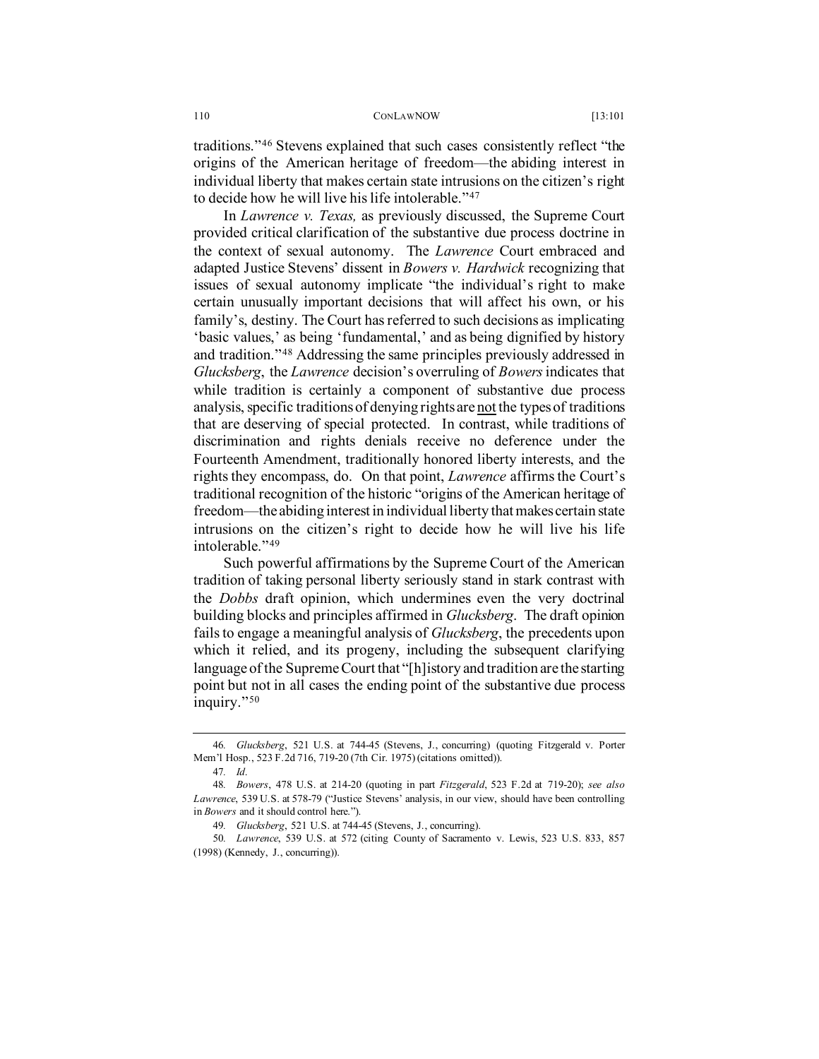traditions."[46] Stevens explained that such cases consistently reflect "the origins of the American heritage of freedom—the abiding interest in individual liberty that makes certain state intrusions on the citizen's right to decide how he will live his life intolerable."[47]

In *Lawrence v. Texas,* as previously discussed, the Supreme Court provided critical clarification of the substantive due process doctrine in the context of sexual autonomy. The *Lawrence* Court embraced and adapted Justice Stevens' dissent in *Bowers v. Hardwick* recognizing that issues of sexual autonomy implicate "the individual's right to make certain unusually important decisions that will affect his own, or his family's, destiny. The Court has referred to such decisions as implicating 'basic values,' as being 'fundamental,' and as being dignified by history and tradition."[48] Addressing the same principles previously addressed in *Glucksberg*, the *Lawrence* decision's overruling of *Bowers* indicates that while tradition is certainly a component of substantive due process analysis, specific traditions of denying rights are <u>not</u> the types of traditions that are deserving of special protected. In contrast, while traditions of discrimination and rights denials receive no deference under the Fourteenth Amendment, traditionally honored liberty interests, and the rights they encompass, do. On that point, *Lawrence* affirms the Court's traditional recognition of the historic "origins of the American heritage of freedom—the abiding interest in individual liberty that makes certain state intrusions on the citizen's right to decide how he will live his life intolerable."[49]

Such powerful affirmations by the Supreme Court of the American tradition of taking personal liberty seriously stand in stark contrast with the *Dobbs* draft opinion, which undermines even the very doctrinal building blocks and principles affirmed in *Glucksberg*. The draft opinion fails to engage a meaningful analysis of *Glucksberg*, the precedents upon which it relied, and its progeny, including the subsequent clarifying language of the Supreme Court that "[h]istory and tradition are the starting point but not in all cases the ending point of the substantive due process inquiry."[50]

---

46. *Glucksberg*, 521 U.S. at 744-45 (Stevens, J., concurring) (quoting Fitzgerald v. Porter Mem'l Hosp., 523 F.2d 716, 719-20 (7th Cir. 1975) (citations omitted)).

47. *Id*.

48. *Bowers*, 478 U.S. at 214-20 (quoting in part *Fitzgerald*, 523 F.2d at 719-20); *see also Lawrence*, 539 U.S. at 578-79 ("Justice Stevens' analysis, in our view, should have been controlling in *Bowers* and it should control here.").

49. *Glucksberg*, 521 U.S. at 744-45 (Stevens, J., concurring).

50. *Lawrence*, 539 U.S. at 572 (citing County of Sacramento v. Lewis, 523 U.S. 833, 857 (1998) (Kennedy, J., concurring)).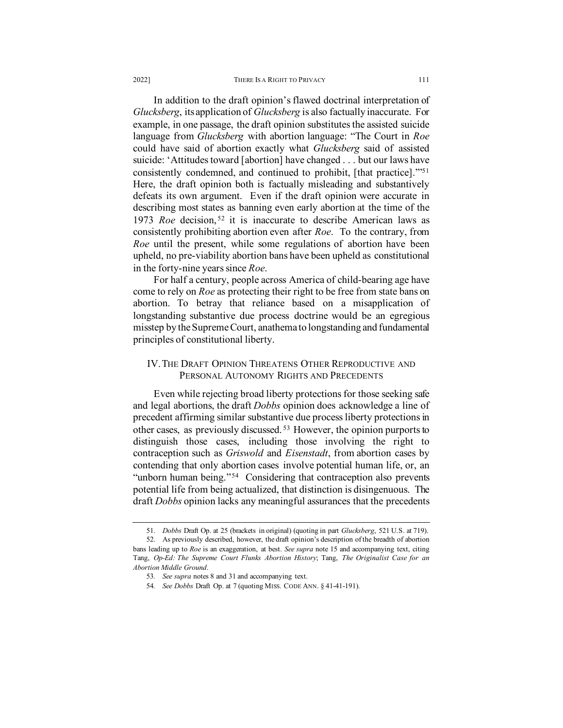In addition to the draft opinion's flawed doctrinal interpretation of *Glucksberg*, its application of *Glucksberg* is also factually inaccurate. For example, in one passage, the draft opinion substitutes the assisted suicide language from *Glucksberg* with abortion language: "The Court in *Roe* could have said of abortion exactly what *Glucksberg* said of assisted suicide: 'Attitudes toward [abortion] have changed . . . but our laws have consistently condemned, and continued to prohibit, [that practice].'"[51] Here, the draft opinion both is factually misleading and substantively defeats its own argument. Even if the draft opinion were accurate in describing most states as banning even early abortion at the time of the 1973 *Roe* decision,[52] it is inaccurate to describe American laws as consistently prohibiting abortion even after *Roe*. To the contrary, from *Roe* until the present, while some regulations of abortion have been upheld, no pre-viability abortion bans have been upheld as constitutional in the forty-nine years since *Roe*.

For half a century, people across America of child-bearing age have come to rely on *Roe* as protecting their right to be free from state bans on abortion. To betray that reliance based on a misapplication of longstanding substantive due process doctrine would be an egregious misstep by the Supreme Court, anathema to longstanding and fundamental principles of constitutional liberty.

## IV. THE DRAFT OPINION THREATENS OTHER REPRODUCTIVE AND PERSONAL AUTONOMY RIGHTS AND PRECEDENTS

Even while rejecting broad liberty protections for those seeking safe and legal abortions, the draft *Dobbs* opinion does acknowledge a line of precedent affirming similar substantive due process liberty protections in other cases, as previously discussed.[53] However, the opinion purports to distinguish those cases, including those involving the right to contraception such as *Griswold* and *Eisenstadt*, from abortion cases by contending that only abortion cases involve potential human life, or, an "unborn human being."[54] Considering that contraception also prevents potential life from being actualized, that distinction is disingenuous. The draft *Dobbs* opinion lacks any meaningful assurances that the precedents

---

51. *Dobbs* Draft Op. at 25 (brackets in original) (quoting in part *Glucksberg*, 521 U.S. at 719).

52. As previously described, however, the draft opinion's description of the breadth of abortion bans leading up to *Roe* is an exaggeration, at best. *See supra* note 15 and accompanying text, citing Tang, *Op-Ed: The Supreme Court Flunks Abortion History*; Tang, *The Originalist Case for an Abortion Middle Ground*.

53. *See supra* notes 8 and 31 and accompanying text.

54. *See Dobbs* Draft Op. at 7 (quoting MISS. CODE ANN. § 41-41-191).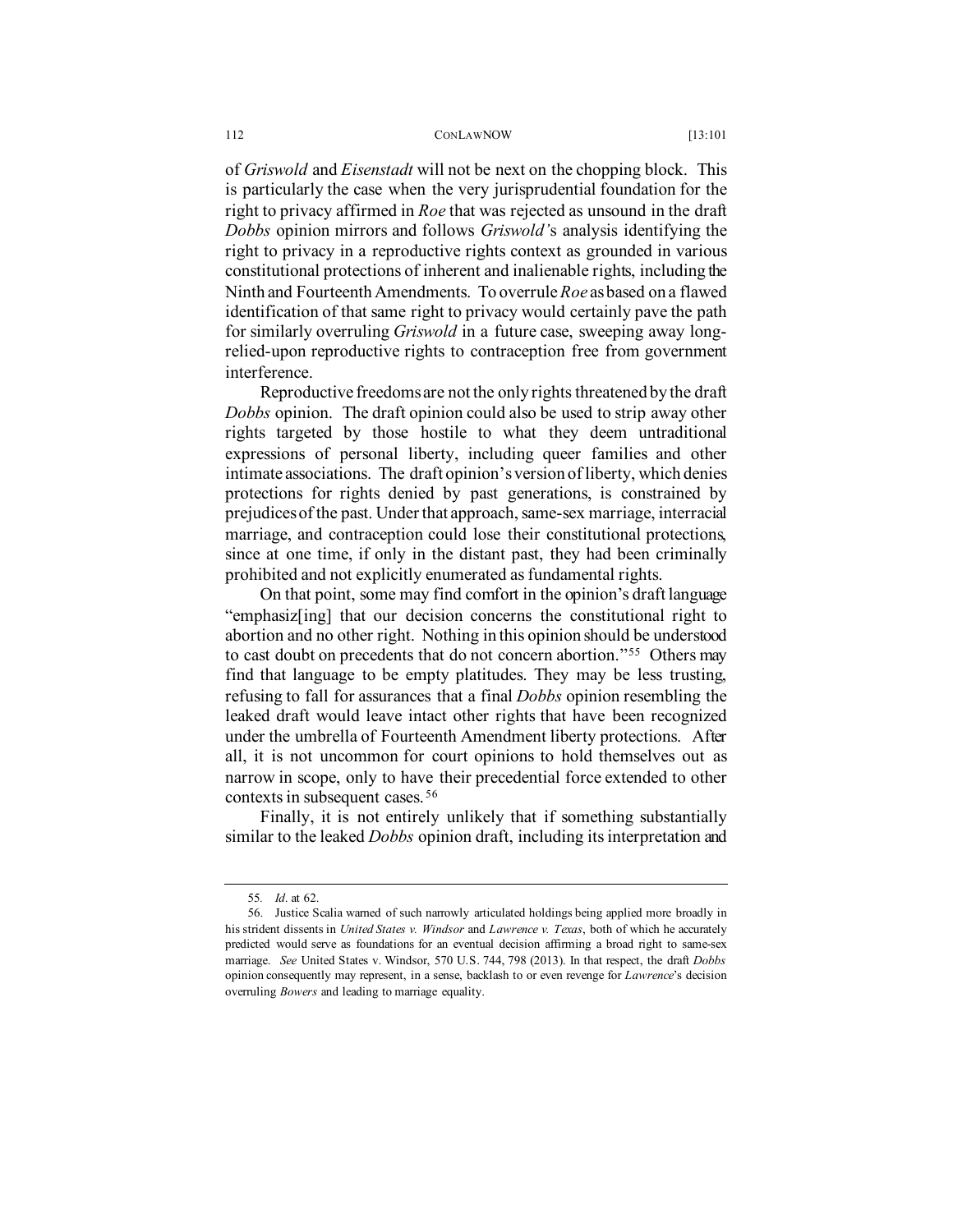of *Griswold* and *Eisenstadt* will not be next on the chopping block. This is particularly the case when the very jurisprudential foundation for the right to privacy affirmed in *Roe* that was rejected as unsound in the draft *Dobbs* opinion mirrors and follows *Griswold'*s analysis identifying the right to privacy in a reproductive rights context as grounded in various constitutional protections of inherent and inalienable rights, including the Ninth and Fourteenth Amendments. To overrule *Roe* as based on a flawed identification of that same right to privacy would certainly pave the path for similarly overruling *Griswold* in a future case, sweeping away long-relied-upon reproductive rights to contraception free from government interference.

Reproductive freedoms are not the only rights threatened by the draft *Dobbs* opinion. The draft opinion could also be used to strip away other rights targeted by those hostile to what they deem untraditional expressions of personal liberty, including queer families and other intimate associations. The draft opinion's version of liberty, which denies protections for rights denied by past generations, is constrained by prejudices of the past. Under that approach, same-sex marriage, interracial marriage, and contraception could lose their constitutional protections, since at one time, if only in the distant past, they had been criminally prohibited and not explicitly enumerated as fundamental rights.

On that point, some may find comfort in the opinion's draft language "emphasiz[ing] that our decision concerns the constitutional right to abortion and no other right. Nothing in this opinion should be understood to cast doubt on precedents that do not concern abortion."[55] Others may find that language to be empty platitudes. They may be less trusting, refusing to fall for assurances that a final *Dobbs* opinion resembling the leaked draft would leave intact other rights that have been recognized under the umbrella of Fourteenth Amendment liberty protections. After all, it is not uncommon for court opinions to hold themselves out as narrow in scope, only to have their precedential force extended to other contexts in subsequent cases.[56]

Finally, it is not entirely unlikely that if something substantially similar to the leaked *Dobbs* opinion draft, including its interpretation and

---

55. *Id*. at 62.

56. Justice Scalia warned of such narrowly articulated holdings being applied more broadly in his strident dissents in *United States v. Windsor* and *Lawrence v. Texas*, both of which he accurately predicted would serve as foundations for an eventual decision affirming a broad right to same-sex marriage. *See* United States v. Windsor, 570 U.S. 744, 798 (2013). In that respect, the draft *Dobbs* opinion consequently may represent, in a sense, backlash to or even revenge for *Lawrence*'s decision overruling *Bowers* and leading to marriage equality.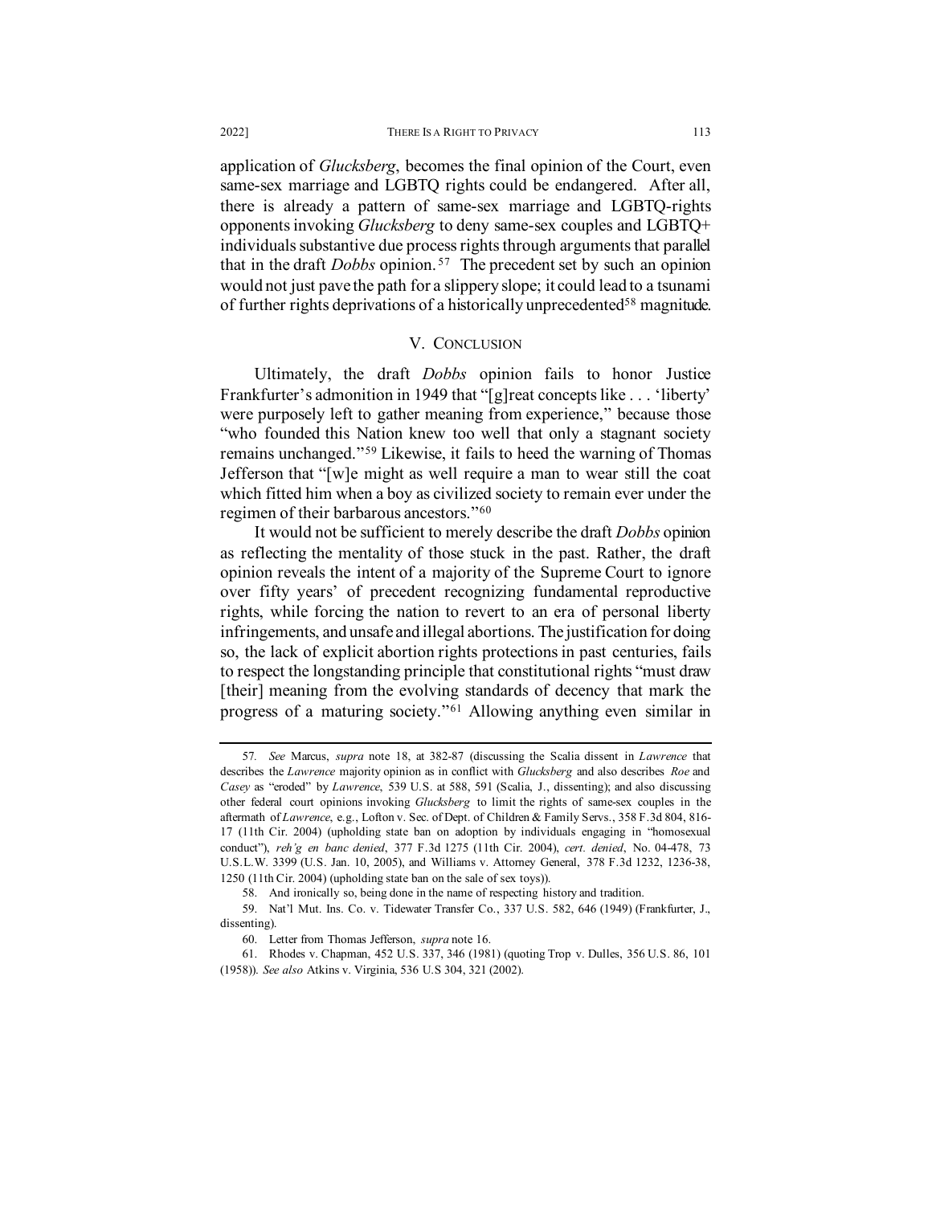application of *Glucksberg*, becomes the final opinion of the Court, even same-sex marriage and LGBTQ rights could be endangered. After all, there is already a pattern of same-sex marriage and LGBTQ-rights opponents invoking *Glucksberg* to deny same-sex couples and LGBTQ+ individuals substantive due process rights through arguments that parallel that in the draft *Dobbs* opinion.[57] The precedent set by such an opinion would not just pave the path for a slippery slope; it could lead to a tsunami of further rights deprivations of a historically unprecedented[58] magnitude.

## V. CONCLUSION

Ultimately, the draft *Dobbs* opinion fails to honor Justice Frankfurter's admonition in 1949 that "[g]reat concepts like . . . 'liberty' were purposely left to gather meaning from experience," because those "who founded this Nation knew too well that only a stagnant society remains unchanged."[59] Likewise, it fails to heed the warning of Thomas Jefferson that "[w]e might as well require a man to wear still the coat which fitted him when a boy as civilized society to remain ever under the regimen of their barbarous ancestors."[60]

It would not be sufficient to merely describe the draft *Dobbs* opinion as reflecting the mentality of those stuck in the past. Rather, the draft opinion reveals the intent of a majority of the Supreme Court to ignore over fifty years' of precedent recognizing fundamental reproductive rights, while forcing the nation to revert to an era of personal liberty infringements, and unsafe and illegal abortions. The justification for doing so, the lack of explicit abortion rights protections in past centuries, fails to respect the longstanding principle that constitutional rights "must draw [their] meaning from the evolving standards of decency that mark the progress of a maturing society."[61] Allowing anything even similar in

---

57. *See* Marcus, *supra* note 18, at 382-87 (discussing the Scalia dissent in *Lawrence* that describes the *Lawrence* majority opinion as in conflict with *Glucksberg* and also describes *Roe* and *Casey* as "eroded" by *Lawrence*, 539 U.S. at 588, 591 (Scalia, J., dissenting); and also discussing other federal court opinions invoking *Glucksberg* to limit the rights of same-sex couples in the aftermath of *Lawrence*, e.g., Lofton v. Sec. of Dept. of Children & Family Servs., 358 F.3d 804, 816-17 (11th Cir. 2004) (upholding state ban on adoption by individuals engaging in "homosexual conduct"), *reh'g en banc denied*, 377 F.3d 1275 (11th Cir. 2004), *cert. denied*, No. 04-478, 73 U.S.L.W. 3399 (U.S. Jan. 10, 2005), and Williams v. Attorney General, 378 F.3d 1232, 1236-38, 1250 (11th Cir. 2004) (upholding state ban on the sale of sex toys)).

58. And ironically so, being done in the name of respecting history and tradition.

59. Nat'l Mut. Ins. Co. v. Tidewater Transfer Co., 337 U.S. 582, 646 (1949) (Frankfurter, J., dissenting).

60. Letter from Thomas Jefferson, *supra* note 16.

61. Rhodes v. Chapman, 452 U.S. 337, 346 (1981) (quoting Trop v. Dulles, 356 U.S. 86, 101 (1958)). *See also* Atkins v. Virginia, 536 U.S 304, 321 (2002).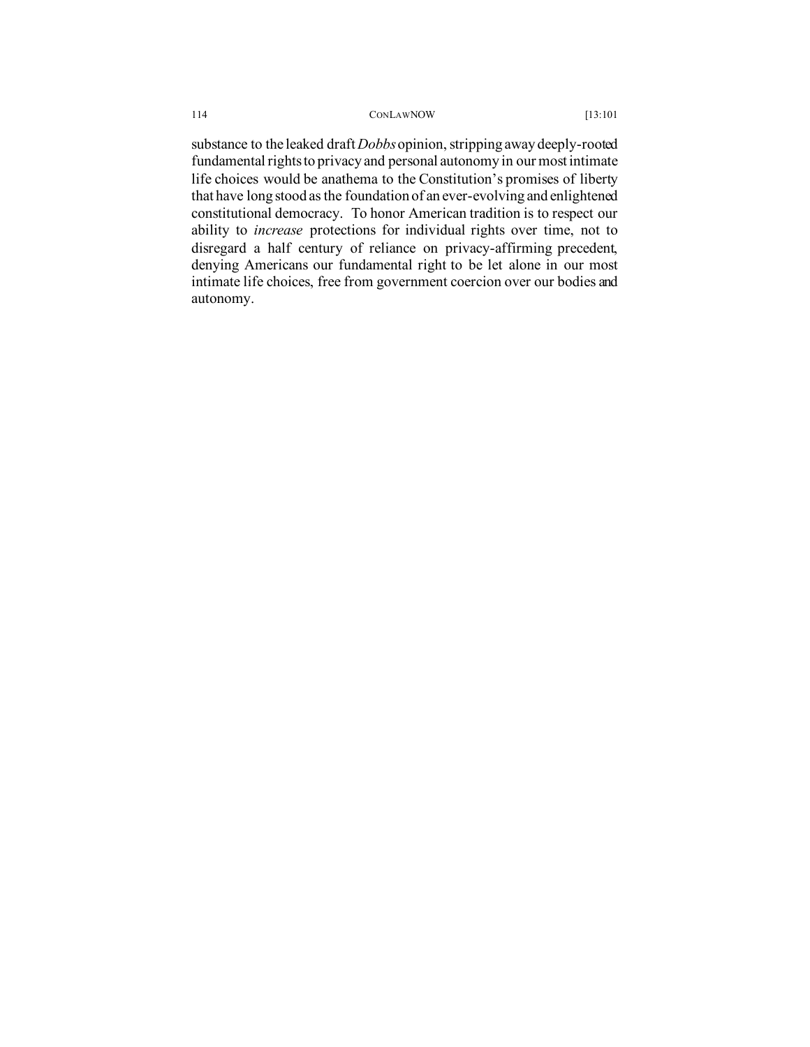substance to the leaked draft *Dobbs* opinion, stripping away deeply-rooted fundamental rights to privacy and personal autonomy in our most intimate life choices would be anathema to the Constitution's promises of liberty that have long stood as the foundation of an ever-evolving and enlightened constitutional democracy. To honor American tradition is to respect our ability to *increase* protections for individual rights over time, not to disregard a half century of reliance on privacy-affirming precedent, denying Americans our fundamental right to be let alone in our most intimate life choices, free from government coercion over our bodies and autonomy.